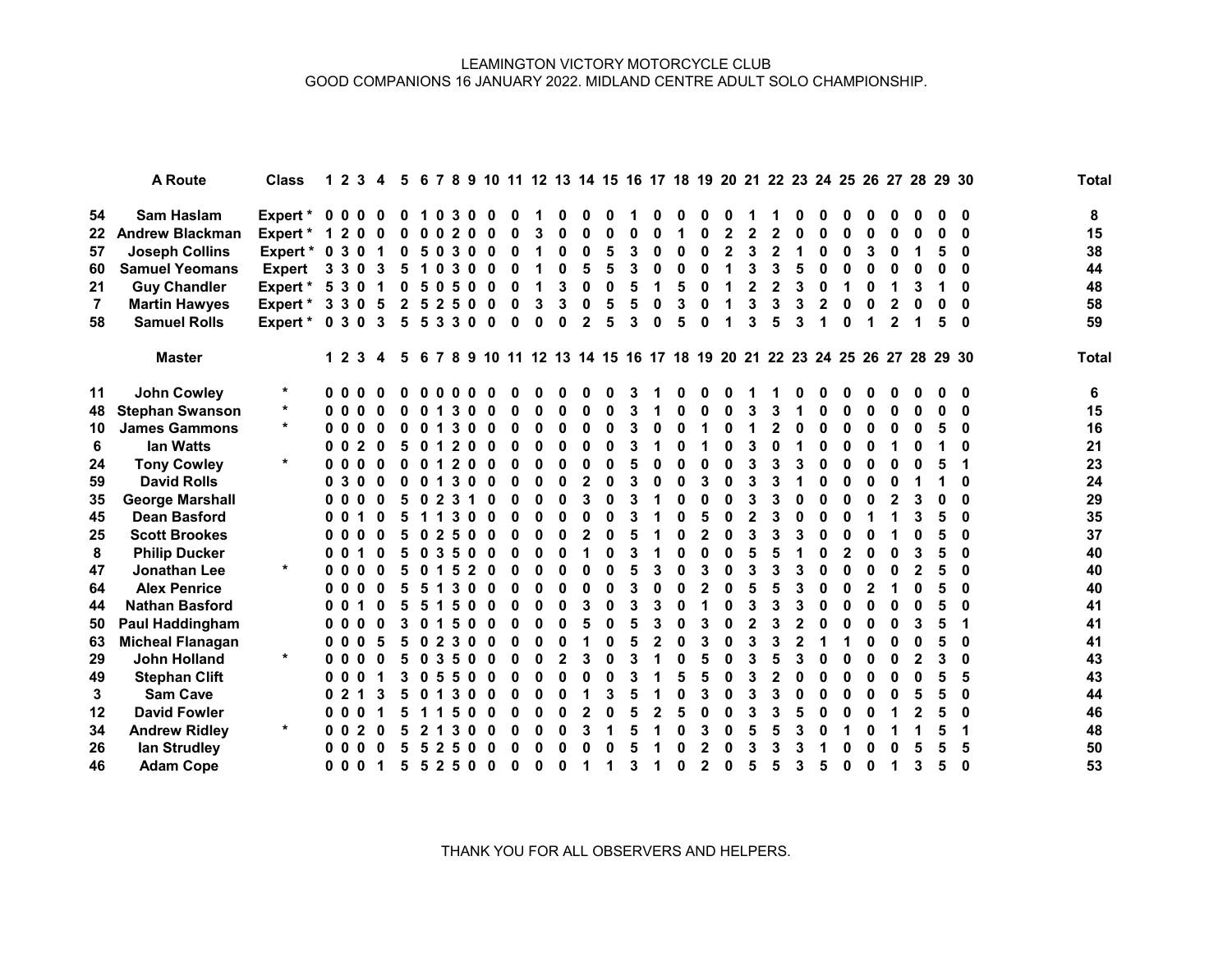LEAMINGTON VICTORY MOTORCYCLE CLUB
GOOD COMPANIONS 16 JANUARY 2022. MIDLAND CENTRE ADULT SOLO CHAMPIONSHIP.

| | A Route | Class | 1 | 2 | 3 | 4 | 5 | 6 | 7 | 8 | 9 | 10 | 11 | 12 | 13 | 14 | 15 | 16 | 17 | 18 | 19 | 20 | 21 | 22 | 23 | 24 | 25 | 26 | 27 | 28 | 29 | 30 | Total |
|---|---|---|---|---|---|---|---|---|---|---|---|---|---|---|---|---|---|---|---|---|---|---|---|---|---|---|---|---|---|---|---|---|---|
| 54 | Sam Haslam | Expert * | 0 | 0 | 0 | 0 | 0 | 1 | 0 | 3 | 0 | 0 | 0 | 1 | 0 | 0 | 0 | 1 | 0 | 0 | 0 | 0 | 1 | 1 | 0 | 0 | 0 | 0 | 0 | 0 | 0 | 0 | 8 |
| 22 | Andrew Blackman | Expert * | 1 | 2 | 0 | 0 | 0 | 0 | 0 | 2 | 0 | 0 | 0 | 3 | 0 | 0 | 0 | 0 | 0 | 1 | 0 | 2 | 2 | 2 | 0 | 0 | 0 | 0 | 0 | 0 | 0 | 0 | 15 |
| 57 | Joseph Collins | Expert * | 0 | 3 | 0 | 1 | 0 | 5 | 0 | 3 | 0 | 0 | 0 | 1 | 0 | 0 | 5 | 3 | 0 | 0 | 0 | 2 | 3 | 2 | 1 | 0 | 0 | 3 | 0 | 1 | 5 | 0 | 38 |
| 60 | Samuel Yeomans | Expert | 3 | 3 | 0 | 3 | 5 | 1 | 0 | 3 | 0 | 0 | 0 | 1 | 0 | 5 | 5 | 3 | 0 | 0 | 0 | 1 | 3 | 3 | 5 | 0 | 0 | 0 | 0 | 0 | 0 | 0 | 44 |
| 21 | Guy Chandler | Expert * | 5 | 3 | 0 | 1 | 0 | 5 | 0 | 5 | 0 | 0 | 0 | 1 | 3 | 0 | 0 | 5 | 1 | 5 | 0 | 1 | 2 | 2 | 3 | 0 | 1 | 0 | 1 | 3 | 1 | 0 | 48 |
| 7 | Martin Hawyes | Expert * | 3 | 3 | 0 | 5 | 2 | 5 | 2 | 5 | 0 | 0 | 0 | 3 | 3 | 0 | 5 | 5 | 0 | 3 | 0 | 1 | 3 | 3 | 3 | 2 | 0 | 0 | 2 | 0 | 0 | 0 | 58 |
| 58 | Samuel Rolls | Expert * | 0 | 3 | 0 | 3 | 5 | 5 | 3 | 3 | 0 | 0 | 0 | 0 | 0 | 2 | 5 | 3 | 0 | 5 | 0 | 1 | 3 | 5 | 3 | 1 | 0 | 1 | 2 | 1 | 5 | 0 | 59 |

| | Master | | 1 | 2 | 3 | 4 | 5 | 6 | 7 | 8 | 9 | 10 | 11 | 12 | 13 | 14 | 15 | 16 | 17 | 18 | 19 | 20 | 21 | 22 | 23 | 24 | 25 | 26 | 27 | 28 | 29 | 30 | Total |
|---|---|---|---|---|---|---|---|---|---|---|---|---|---|---|---|---|---|---|---|---|---|---|---|---|---|---|---|---|---|---|---|---|---|
| 11 | John Cowley | * | 0 | 0 | 0 | 0 | 0 | 0 | 0 | 0 | 0 | 0 | 0 | 0 | 0 | 0 | 0 | 3 | 1 | 0 | 0 | 0 | 1 | 1 | 0 | 0 | 0 | 0 | 0 | 0 | 0 | 0 | 6 |
| 48 | Stephan Swanson | * | 0 | 0 | 0 | 0 | 0 | 0 | 1 | 3 | 0 | 0 | 0 | 0 | 0 | 0 | 0 | 3 | 1 | 0 | 0 | 0 | 3 | 3 | 1 | 0 | 0 | 0 | 0 | 0 | 0 | 0 | 15 |
| 10 | James Gammons | * | 0 | 0 | 0 | 0 | 0 | 0 | 1 | 3 | 0 | 0 | 0 | 0 | 0 | 0 | 0 | 3 | 0 | 0 | 1 | 0 | 1 | 2 | 0 | 0 | 0 | 0 | 0 | 0 | 5 | 0 | 16 |
| 6 | Ian Watts | | 0 | 0 | 2 | 0 | 5 | 0 | 1 | 2 | 0 | 0 | 0 | 0 | 0 | 0 | 0 | 3 | 1 | 0 | 1 | 0 | 3 | 0 | 1 | 0 | 0 | 0 | 1 | 0 | 1 | 0 | 21 |
| 24 | Tony Cowley | * | 0 | 0 | 0 | 0 | 0 | 0 | 1 | 2 | 0 | 0 | 0 | 0 | 0 | 0 | 0 | 5 | 0 | 0 | 0 | 0 | 3 | 3 | 3 | 0 | 0 | 0 | 0 | 0 | 5 | 1 | 23 |
| 59 | David Rolls | | 0 | 3 | 0 | 0 | 0 | 0 | 1 | 3 | 0 | 0 | 0 | 0 | 0 | 2 | 0 | 3 | 0 | 0 | 3 | 0 | 3 | 3 | 1 | 0 | 0 | 0 | 0 | 1 | 1 | 0 | 24 |
| 35 | George Marshall | | 0 | 0 | 0 | 0 | 5 | 0 | 2 | 3 | 1 | 0 | 0 | 0 | 0 | 3 | 0 | 3 | 1 | 0 | 0 | 0 | 3 | 3 | 0 | 0 | 0 | 0 | 2 | 3 | 0 | 0 | 29 |
| 45 | Dean Basford | | 0 | 0 | 1 | 0 | 5 | 1 | 1 | 3 | 0 | 0 | 0 | 0 | 0 | 0 | 0 | 3 | 1 | 0 | 5 | 0 | 2 | 3 | 0 | 0 | 0 | 1 | 1 | 3 | 5 | 0 | 35 |
| 25 | Scott Brookes | | 0 | 0 | 0 | 0 | 5 | 0 | 2 | 5 | 0 | 0 | 0 | 0 | 0 | 2 | 0 | 5 | 1 | 0 | 2 | 0 | 3 | 3 | 3 | 0 | 0 | 0 | 1 | 0 | 5 | 0 | 37 |
| 8 | Philip Ducker | | 0 | 0 | 1 | 0 | 5 | 0 | 3 | 5 | 0 | 0 | 0 | 0 | 0 | 1 | 0 | 3 | 1 | 0 | 0 | 0 | 5 | 5 | 1 | 0 | 2 | 0 | 0 | 3 | 5 | 0 | 40 |
| 47 | Jonathan Lee | * | 0 | 0 | 0 | 0 | 5 | 0 | 1 | 5 | 2 | 0 | 0 | 0 | 0 | 0 | 0 | 5 | 3 | 0 | 3 | 0 | 3 | 3 | 3 | 0 | 0 | 0 | 0 | 2 | 5 | 0 | 40 |
| 64 | Alex Penrice | | 0 | 0 | 0 | 0 | 5 | 5 | 1 | 3 | 0 | 0 | 0 | 0 | 0 | 0 | 0 | 3 | 0 | 0 | 2 | 0 | 5 | 5 | 3 | 0 | 0 | 2 | 1 | 0 | 5 | 0 | 40 |
| 44 | Nathan Basford | | 0 | 0 | 1 | 0 | 5 | 5 | 1 | 5 | 0 | 0 | 0 | 0 | 0 | 3 | 0 | 3 | 3 | 0 | 1 | 0 | 3 | 3 | 3 | 0 | 0 | 0 | 0 | 0 | 5 | 0 | 41 |
| 50 | Paul Haddingham | | 0 | 0 | 0 | 0 | 3 | 0 | 1 | 5 | 0 | 0 | 0 | 0 | 0 | 5 | 0 | 5 | 3 | 0 | 3 | 0 | 2 | 3 | 2 | 0 | 0 | 0 | 0 | 3 | 5 | 1 | 41 |
| 63 | Micheal Flanagan | | 0 | 0 | 0 | 5 | 5 | 0 | 2 | 3 | 0 | 0 | 0 | 0 | 0 | 1 | 0 | 5 | 2 | 0 | 3 | 0 | 3 | 3 | 2 | 1 | 1 | 0 | 0 | 0 | 5 | 0 | 41 |
| 29 | John Holland | * | 0 | 0 | 0 | 0 | 5 | 0 | 3 | 5 | 0 | 0 | 0 | 0 | 2 | 3 | 0 | 3 | 1 | 0 | 5 | 0 | 3 | 5 | 3 | 0 | 0 | 0 | 0 | 2 | 3 | 0 | 43 |
| 49 | Stephan Clift | | 0 | 0 | 0 | 1 | 3 | 0 | 5 | 5 | 0 | 0 | 0 | 0 | 0 | 0 | 0 | 3 | 1 | 5 | 5 | 0 | 3 | 2 | 0 | 0 | 0 | 0 | 0 | 0 | 5 | 5 | 43 |
| 3 | Sam Cave | | 0 | 2 | 1 | 3 | 5 | 0 | 1 | 3 | 0 | 0 | 0 | 0 | 0 | 1 | 3 | 5 | 1 | 0 | 3 | 0 | 3 | 3 | 0 | 0 | 0 | 0 | 0 | 5 | 5 | 0 | 44 |
| 12 | David Fowler | | 0 | 0 | 0 | 1 | 5 | 1 | 1 | 5 | 0 | 0 | 0 | 0 | 0 | 2 | 0 | 5 | 2 | 5 | 0 | 0 | 3 | 3 | 5 | 0 | 0 | 0 | 1 | 2 | 5 | 0 | 46 |
| 34 | Andrew Ridley | * | 0 | 0 | 2 | 0 | 5 | 2 | 1 | 3 | 0 | 0 | 0 | 0 | 0 | 3 | 1 | 5 | 1 | 0 | 3 | 0 | 5 | 5 | 3 | 0 | 1 | 0 | 1 | 1 | 5 | 1 | 48 |
| 26 | Ian Strudley | | 0 | 0 | 0 | 0 | 5 | 5 | 2 | 5 | 0 | 0 | 0 | 0 | 0 | 0 | 0 | 5 | 1 | 0 | 2 | 0 | 3 | 3 | 3 | 1 | 0 | 0 | 0 | 5 | 5 | 5 | 50 |
| 46 | Adam Cope | | 0 | 0 | 0 | 1 | 5 | 5 | 2 | 5 | 0 | 0 | 0 | 0 | 0 | 1 | 1 | 3 | 1 | 0 | 2 | 0 | 5 | 5 | 3 | 5 | 0 | 0 | 1 | 3 | 5 | 0 | 53 |

THANK YOU FOR ALL OBSERVERS AND HELPERS.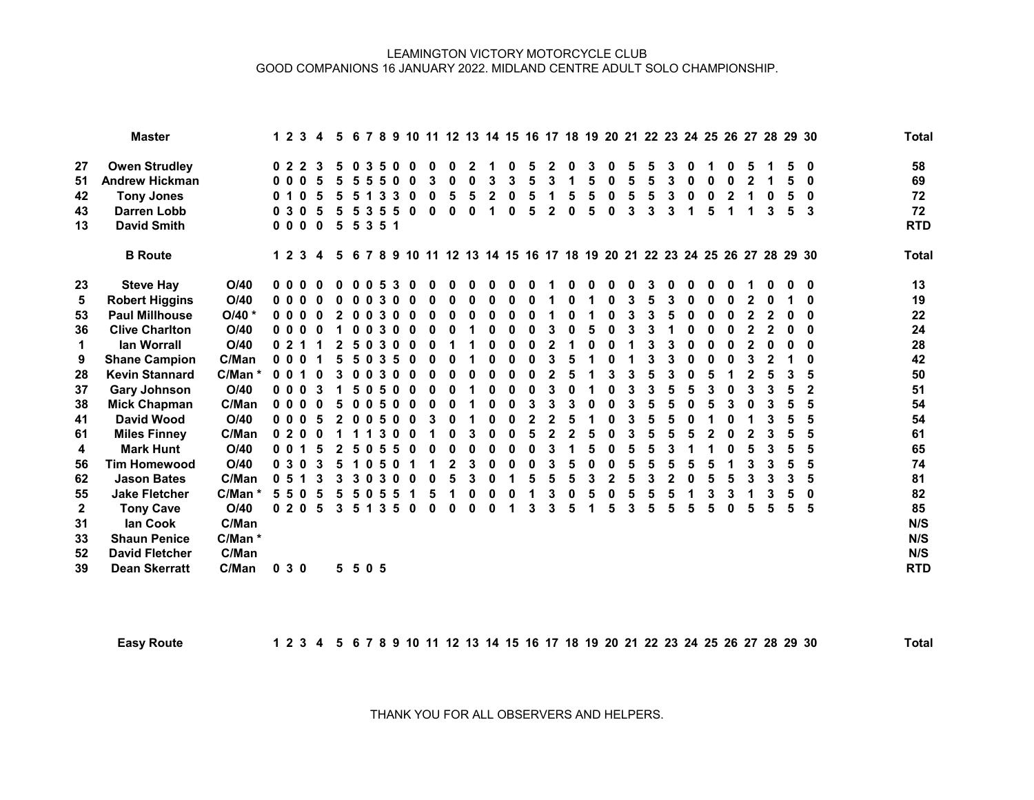LEAMINGTON VICTORY MOTORCYCLE CLUB
GOOD COMPANIONS 16 JANUARY 2022. MIDLAND CENTRE ADULT SOLO CHAMPIONSHIP.

| | Master | | 1 | 2 | 3 | 4 | 5 | 6 | 7 | 8 | 9 | 10 | 11 | 12 | 13 | 14 | 15 | 16 | 17 | 18 | 19 | 20 | 21 | 22 | 23 | 24 | 25 | 26 | 27 | 28 | 29 | 30 | Total |
|---|---|---|---|---|---|---|---|---|---|---|---|---|---|---|---|---|---|---|---|---|---|---|---|---|---|---|---|---|---|---|---|---|---|
| 27 | Owen Strudley | | 0 | 2 | 2 | 3 | 5 | 0 | 3 | 5 | 0 | 0 | 0 | 0 | 2 | 1 | 0 | 5 | 2 | 0 | 3 | 0 | 5 | 5 | 3 | 0 | 1 | 0 | 5 | 1 | 5 | 0 | 58 |
| 51 | Andrew Hickman | | 0 | 0 | 0 | 5 | 5 | 5 | 5 | 5 | 0 | 0 | 3 | 0 | 0 | 3 | 3 | 5 | 3 | 1 | 5 | 0 | 5 | 5 | 3 | 0 | 0 | 0 | 2 | 1 | 5 | 0 | 69 |
| 42 | Tony Jones | | 0 | 1 | 0 | 5 | 5 | 5 | 1 | 3 | 3 | 0 | 0 | 5 | 5 | 2 | 0 | 5 | 1 | 5 | 5 | 0 | 5 | 5 | 3 | 0 | 0 | 2 | 1 | 0 | 5 | 0 | 72 |
| 43 | Darren Lobb | | 0 | 3 | 0 | 5 | 5 | 5 | 3 | 5 | 5 | 0 | 0 | 0 | 0 | 1 | 0 | 5 | 2 | 0 | 5 | 0 | 3 | 3 | 3 | 1 | 5 | 1 | 1 | 3 | 5 | 3 | 72 |
| 13 | David Smith | | 0 | 0 | 0 | 0 | 5 | 5 | 3 | 5 | 1 | | | | | | | | | | | | | | | | | | | | | | RTD |

| | B Route | | 1 | 2 | 3 | 4 | 5 | 6 | 7 | 8 | 9 | 10 | 11 | 12 | 13 | 14 | 15 | 16 | 17 | 18 | 19 | 20 | 21 | 22 | 23 | 24 | 25 | 26 | 27 | 28 | 29 | 30 | Total |
|---|---|---|---|---|---|---|---|---|---|---|---|---|---|---|---|---|---|---|---|---|---|---|---|---|---|---|---|---|---|---|---|---|---|
| 23 | Steve Hay | O/40 | 0 | 0 | 0 | 0 | 0 | 0 | 0 | 5 | 3 | 0 | 0 | 0 | 0 | 0 | 0 | 0 | 1 | 0 | 0 | 0 | 0 | 3 | 0 | 0 | 0 | 0 | 1 | 0 | 0 | 0 | 13 |
| 5 | Robert Higgins | O/40 | 0 | 0 | 0 | 0 | 0 | 0 | 0 | 3 | 0 | 0 | 0 | 0 | 0 | 0 | 0 | 0 | 1 | 0 | 1 | 0 | 3 | 5 | 3 | 0 | 0 | 0 | 2 | 0 | 1 | 0 | 19 |
| 53 | Paul Millhouse | O/40 * | 0 | 0 | 0 | 0 | 2 | 0 | 0 | 3 | 0 | 0 | 0 | 0 | 0 | 0 | 0 | 0 | 1 | 0 | 1 | 0 | 3 | 3 | 5 | 0 | 0 | 0 | 2 | 2 | 0 | 0 | 22 |
| 36 | Clive Charlton | O/40 | 0 | 0 | 0 | 0 | 1 | 0 | 0 | 3 | 0 | 0 | 0 | 0 | 1 | 0 | 0 | 0 | 3 | 0 | 5 | 0 | 3 | 3 | 1 | 0 | 0 | 0 | 2 | 2 | 0 | 0 | 24 |
| 1 | Ian Worrall | O/40 | 0 | 2 | 1 | 1 | 2 | 5 | 0 | 3 | 0 | 0 | 0 | 1 | 1 | 0 | 0 | 0 | 2 | 1 | 0 | 0 | 1 | 3 | 3 | 0 | 0 | 0 | 2 | 0 | 0 | 0 | 28 |
| 9 | Shane Campion | C/Man | 0 | 0 | 0 | 1 | 5 | 5 | 0 | 3 | 5 | 0 | 0 | 0 | 1 | 0 | 0 | 0 | 3 | 5 | 1 | 0 | 1 | 3 | 3 | 0 | 0 | 0 | 3 | 2 | 1 | 0 | 42 |
| 28 | Kevin Stannard | C/Man * | 0 | 0 | 1 | 0 | 3 | 0 | 0 | 3 | 0 | 0 | 0 | 0 | 0 | 0 | 0 | 0 | 2 | 5 | 1 | 3 | 3 | 5 | 3 | 0 | 5 | 1 | 2 | 5 | 3 | 5 | 50 |
| 37 | Gary Johnson | O/40 | 0 | 0 | 0 | 3 | 1 | 5 | 0 | 5 | 0 | 0 | 0 | 0 | 1 | 0 | 0 | 0 | 3 | 0 | 1 | 0 | 3 | 3 | 5 | 5 | 3 | 0 | 3 | 3 | 5 | 2 | 51 |
| 38 | Mick Chapman | C/Man | 0 | 0 | 0 | 0 | 5 | 0 | 0 | 5 | 0 | 0 | 0 | 0 | 1 | 0 | 0 | 3 | 3 | 3 | 0 | 0 | 3 | 5 | 5 | 0 | 5 | 3 | 0 | 3 | 5 | 5 | 54 |
| 41 | David Wood | O/40 | 0 | 0 | 0 | 5 | 2 | 0 | 0 | 5 | 0 | 0 | 3 | 0 | 1 | 0 | 0 | 2 | 2 | 5 | 1 | 0 | 3 | 5 | 5 | 0 | 1 | 0 | 1 | 3 | 5 | 5 | 54 |
| 61 | Miles Finney | C/Man | 0 | 2 | 0 | 0 | 1 | 1 | 1 | 3 | 0 | 0 | 1 | 0 | 3 | 0 | 0 | 5 | 2 | 2 | 5 | 0 | 3 | 5 | 5 | 5 | 2 | 0 | 2 | 3 | 5 | 5 | 61 |
| 4 | Mark Hunt | O/40 | 0 | 0 | 1 | 5 | 2 | 5 | 0 | 5 | 5 | 0 | 0 | 0 | 0 | 0 | 0 | 0 | 3 | 1 | 5 | 0 | 5 | 5 | 3 | 1 | 1 | 0 | 5 | 3 | 5 | 5 | 65 |
| 56 | Tim Homewood | O/40 | 0 | 3 | 0 | 3 | 5 | 1 | 0 | 5 | 0 | 1 | 1 | 2 | 3 | 0 | 0 | 0 | 3 | 5 | 0 | 0 | 5 | 5 | 5 | 5 | 5 | 1 | 3 | 3 | 5 | 5 | 74 |
| 62 | Jason Bates | C/Man | 0 | 5 | 1 | 3 | 3 | 3 | 0 | 3 | 0 | 0 | 0 | 5 | 3 | 0 | 1 | 5 | 5 | 5 | 3 | 2 | 5 | 3 | 2 | 0 | 5 | 5 | 3 | 3 | 3 | 5 | 81 |
| 55 | Jake Fletcher | C/Man * | 5 | 5 | 0 | 5 | 5 | 5 | 0 | 5 | 5 | 1 | 5 | 1 | 0 | 0 | 0 | 1 | 3 | 0 | 5 | 0 | 5 | 5 | 5 | 1 | 3 | 3 | 1 | 3 | 5 | 0 | 82 |
| 2 | Tony Cave | O/40 | 0 | 2 | 0 | 5 | 3 | 5 | 1 | 3 | 5 | 0 | 0 | 0 | 0 | 0 | 1 | 3 | 3 | 5 | 1 | 5 | 3 | 5 | 5 | 5 | 5 | 0 | 5 | 5 | 5 | 5 | 85 |
| 31 | Ian Cook | C/Man | | | | | | | | | | | | | | | | | | | | | | | | | | | | | | | N/S |
| 33 | Shaun Penice | C/Man * | | | | | | | | | | | | | | | | | | | | | | | | | | | | | | | N/S |
| 52 | David Fletcher | C/Man | | | | | | | | | | | | | | | | | | | | | | | | | | | | | | | N/S |
| 39 | Dean Skerratt | C/Man | 0 | 3 | 0 | | 5 | 5 | 0 | 5 | | | | | | | | | | | | | | | | | | | | | | | RTD |

| | Easy Route | | 1 | 2 | 3 | 4 | 5 | 6 | 7 | 8 | 9 | 10 | 11 | 12 | 13 | 14 | 15 | 16 | 17 | 18 | 19 | 20 | 21 | 22 | 23 | 24 | 25 | 26 | 27 | 28 | 29 | 30 | Total |
|---|---|---|---|---|---|---|---|---|---|---|---|---|---|---|---|---|---|---|---|---|---|---|---|---|---|---|---|---|---|---|---|---|---|

THANK YOU FOR ALL OBSERVERS AND HELPERS.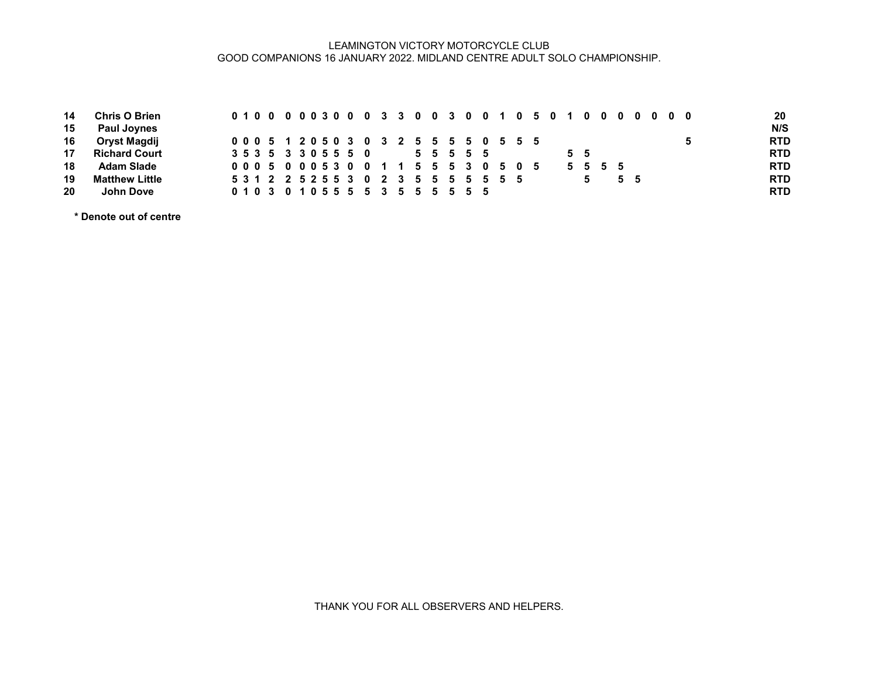LEAMINGTON VICTORY MOTORCYCLE CLUB
GOOD COMPANIONS 16 JANUARY 2022. MIDLAND CENTRE ADULT SOLO CHAMPIONSHIP.

| | | | | | | | | | | | | | | | | | | | | | | | | | | | | | | | | |
|---|---|---|---|---|---|---|---|---|---|---|---|---|---|---|---|---|---|---|---|---|---|---|---|---|---|---|---|---|---|---|---|---|
| **14** | **Chris O Brien** | **0** | **1** | **0** | **0** | **0** | **0** | **0** | **3** | **0** | **0** | **0** | **3** | **3** | **0** | **0** | **3** | **0** | **0** | **1** | **0** | **5** | **0** | **1** | **0** | **0** | **0** | **0** | **0** | **0** | **0** | **20** |
| **15** | **Paul Joynes** | | | | | | | | | | | | | | | | | | | | | | | | | | | | | | | **N/S** |
| **16** | **Oryst Magdij** | **0** | **0** | **0** | **5** | **1** | **2** | **0** | **5** | **0** | **3** | **0** | **3** | **2** | **5** | **5** | **5** | **5** | **0** | **5** | **5** | **5** | | | | | | | | | **5** | **RTD** |
| **17** | **Richard Court** | **3** | **5** | **3** | **5** | **3** | **3** | **0** | **5** | **5** | **5** | **0** | | | **5** | **5** | **5** | **5** | **5** | | | | | **5** | **5** | | | | | | | **RTD** |
| **18** | **Adam Slade** | **0** | **0** | **0** | **5** | **0** | **0** | **0** | **5** | **3** | **0** | **0** | **1** | **1** | **5** | **5** | **5** | **3** | **0** | **5** | **0** | **5** | | **5** | **5** | **5** | **5** | | | | | **RTD** |
| **19** | **Matthew Little** | **5** | **3** | **1** | **2** | **2** | **5** | **2** | **5** | **5** | **3** | **0** | **2** | **3** | **5** | **5** | **5** | **5** | **5** | **5** | **5** | | | | **5** | | **5** | **5** | | | | **RTD** |
| **20** | **John Dove** | **0** | **1** | **0** | **3** | **0** | **1** | **0** | **5** | **5** | **5** | **5** | **3** | **5** | **5** | **5** | **5** | **5** | **5** | | | | | | | | | | | | | **RTD** |

**\* Denote out of centre**

THANK YOU FOR ALL OBSERVERS AND HELPERS.